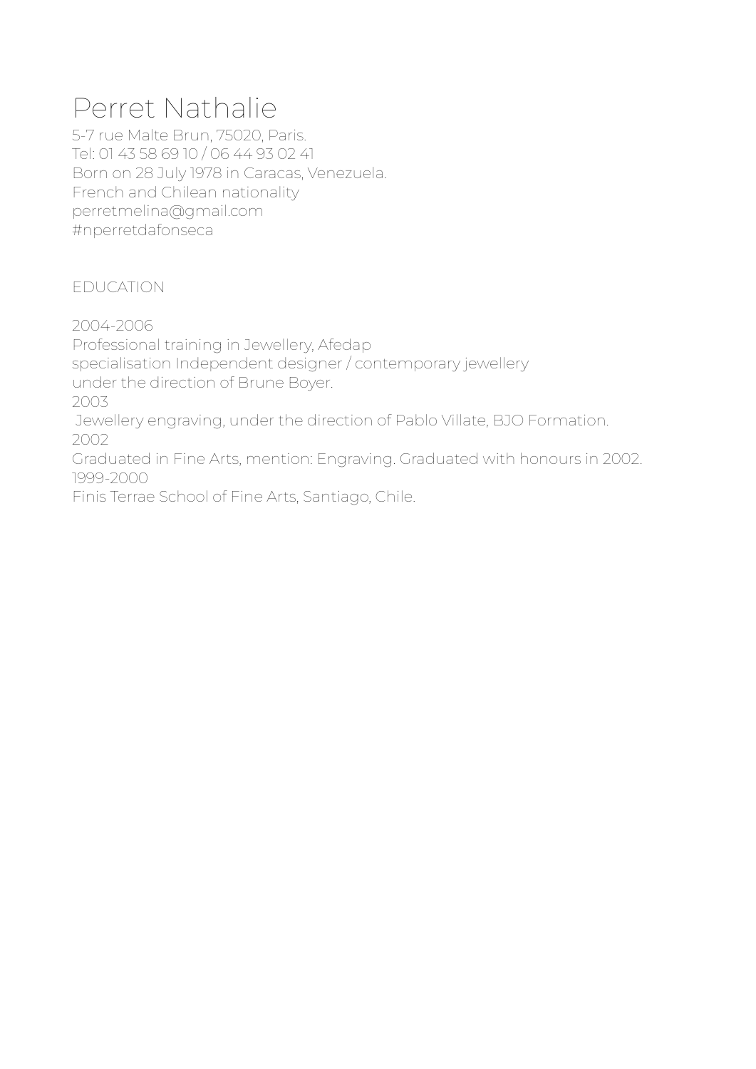# Perret Nathalie

5-7 rue Malte Brun, 75020, Paris.
Tel: 01 43 58 69 10 / 06 44 93 02 41
Born on 28 July 1978 in Caracas, Venezuela.
French and Chilean nationality
perretmelina@gmail.com
#nperretdafonseca

## EDUCATION

2004-2006
Professional training in Jewellery, Afedap
specialisation Independent designer / contemporary jewellery
under the direction of Brune Boyer.
2003
Jewellery engraving, under the direction of Pablo Villate, BJO Formation.
2002
Graduated in Fine Arts, mention: Engraving. Graduated with honours in 2002.
1999-2000
Finis Terrae School of Fine Arts, Santiago, Chile.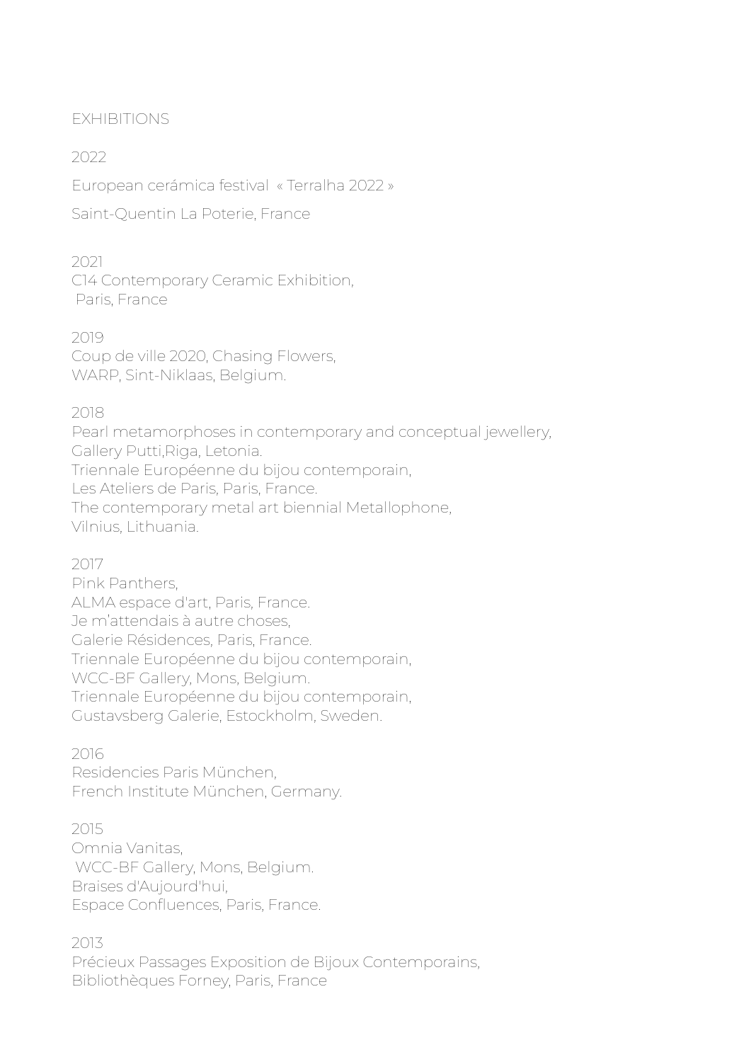## EXHIBITIONS

### 2022

European cerámica festival « Terralha 2022 »

Saint-Quentin La Poterie, France

### 2021

C14 Contemporary Ceramic Exhibition,
Paris, France

### 2019

Coup de ville 2020, Chasing Flowers,
WARP, Sint-Niklaas, Belgium.

### 2018

Pearl metamorphoses in contemporary and conceptual jewellery,
Gallery Putti,Riga, Letonia.
Triennale Européenne du bijou contemporain,
Les Ateliers de Paris, Paris, France.
The contemporary metal art biennial Metallophone,
Vilnius, Lithuania.

### 2017

Pink Panthers,
ALMA espace d'art, Paris, France.
Je m'attendais à autre choses,
Galerie Résidences, Paris, France.
Triennale Européenne du bijou contemporain,
WCC-BF Gallery, Mons, Belgium.
Triennale Européenne du bijou contemporain,
Gustavsberg Galerie, Estockholm, Sweden.

### 2016

Residencies Paris München,
French Institute München, Germany.

### 2015

Omnia Vanitas,
WCC-BF Gallery, Mons, Belgium.
Braises d'Aujourd'hui,
Espace Confluences, Paris, France.

### 2013

Précieux Passages Exposition de Bijoux Contemporains,
Bibliothèques Forney, Paris, France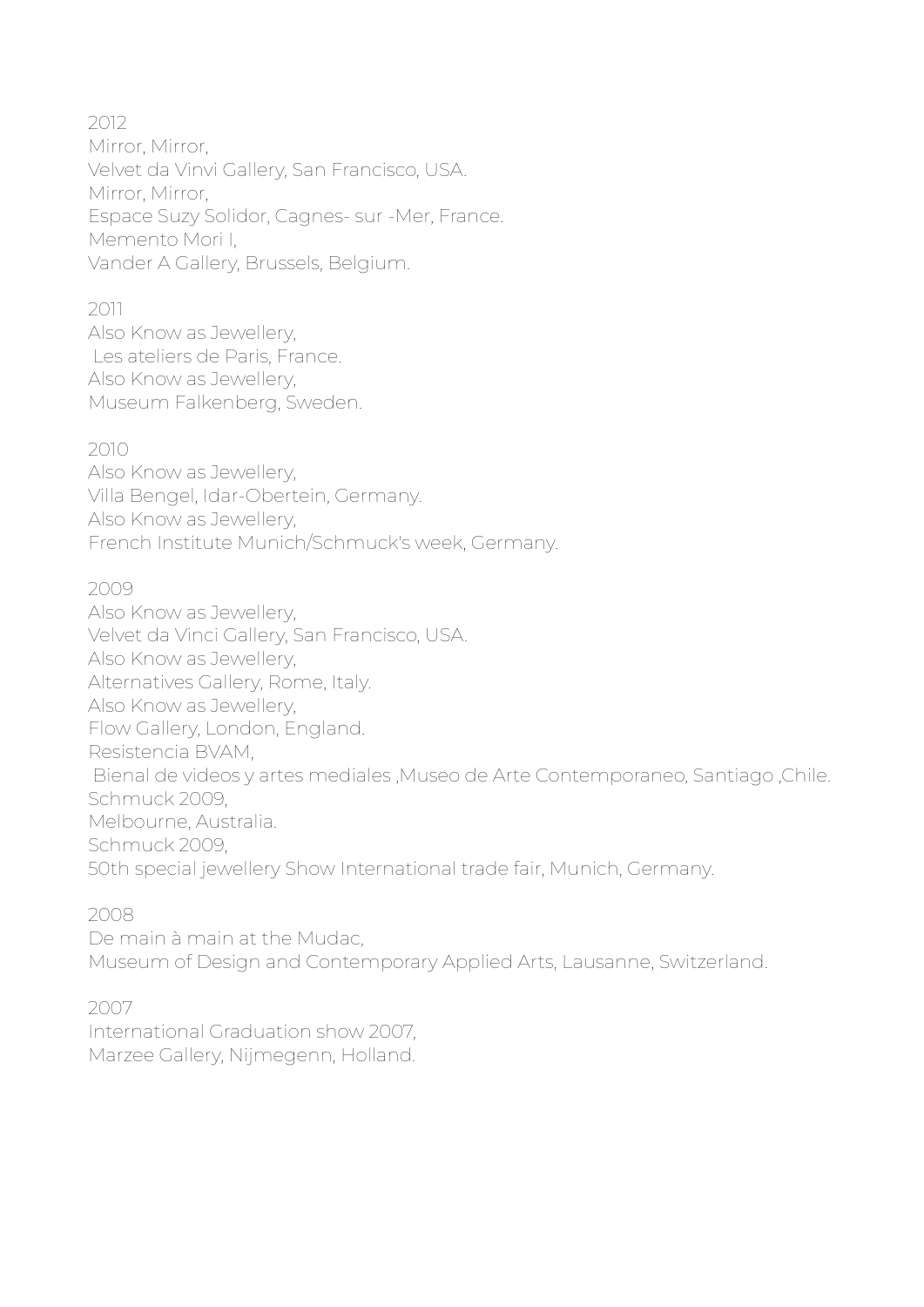2012
Mirror, Mirror,
Velvet da Vinvi Gallery, San Francisco, USA.
Mirror, Mirror,
Espace Suzy Solidor, Cagnes- sur -Mer, France.
Memento Mori I,
Vander A Gallery, Brussels, Belgium.

2011
Also Know as Jewellery,
Les ateliers de Paris, France.
Also Know as Jewellery,
Museum Falkenberg, Sweden.

2010
Also Know as Jewellery,
Villa Bengel, Idar-Obertein, Germany.
Also Know as Jewellery,
French Institute Munich/Schmuck's week, Germany.

2009
Also Know as Jewellery,
Velvet da Vinci Gallery, San Francisco, USA.
Also Know as Jewellery,
Alternatives Gallery, Rome, Italy.
Also Know as Jewellery,
Flow Gallery, London, England.
Resistencia BVAM,
Bienal de videos y artes mediales ,Museo de Arte Contemporaneo, Santiago ,Chile.
Schmuck 2009,
Melbourne, Australia.
Schmuck 2009,
50th special jewellery Show International trade fair, Munich, Germany.

2008
De main à main at the Mudac,
Museum of Design and Contemporary Applied Arts, Lausanne, Switzerland.

2007
International Graduation show 2007,
Marzee Gallery, Nijmegenn, Holland.